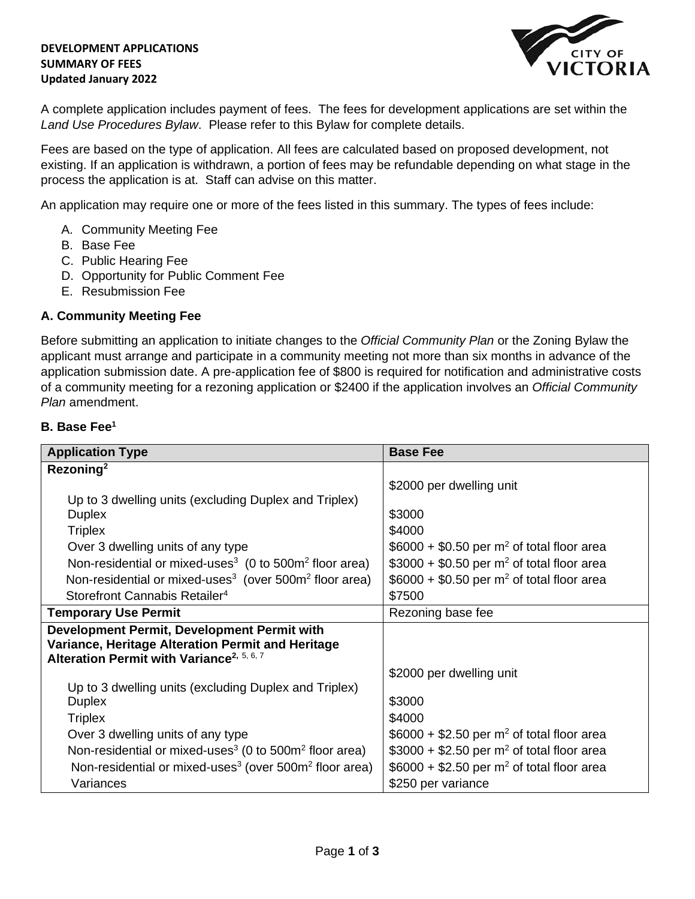**DEVELOPMENT APPLICATIONS**
**SUMMARY OF FEES**
**Updated January 2022**

A complete application includes payment of fees. The fees for development applications are set within the *Land Use Procedures Bylaw*. Please refer to this Bylaw for complete details.

Fees are based on the type of application. All fees are calculated based on proposed development, not existing. If an application is withdrawn, a portion of fees may be refundable depending on what stage in the process the application is at. Staff can advise on this matter.

An application may require one or more of the fees listed in this summary. The types of fees include:

A. Community Meeting Fee
B. Base Fee
C. Public Hearing Fee
D. Opportunity for Public Comment Fee
E. Resubmission Fee

### A. Community Meeting Fee

Before submitting an application to initiate changes to the *Official Community Plan* or the Zoning Bylaw the applicant must arrange and participate in a community meeting not more than six months in advance of the application submission date. A pre-application fee of $800 is required for notification and administrative costs of a community meeting for a rezoning application or $2400 if the application involves an *Official Community Plan* amendment.

### B. Base Fee[1]

| Application Type | Base Fee |
|---|---|
| **Rezoning[2]** | |
| Up to 3 dwelling units (excluding Duplex and Triplex) | $2000 per dwelling unit |
| Duplex | $3000 |
| Triplex | $4000 |
| Over 3 dwelling units of any type | $6000 + $0.50 per $m^2$ of total floor area |
| Non-residential or mixed-uses[3] (0 to 500$m^2$ floor area) | $3000 + $0.50 per $m^2$ of total floor area |
| Non-residential or mixed-uses[3] (over 500$m^2$ floor area) | $6000 + $0.50 per $m^2$ of total floor area |
| Storefront Cannabis Retailer[4] | $7500 |
| **Temporary Use Permit** | Rezoning base fee |
| **Development Permit, Development Permit with Variance, Heritage Alteration Permit and Heritage Alteration Permit with Variance[2, 5, 6, 7]** | |
| Up to 3 dwelling units (excluding Duplex and Triplex) | $2000 per dwelling unit |
| Duplex | $3000 |
| Triplex | $4000 |
| Over 3 dwelling units of any type | $6000 + $2.50 per $m^2$ of total floor area |
| Non-residential or mixed-uses[3] (0 to 500$m^2$ floor area) | $3000 + $2.50 per $m^2$ of total floor area |
| Non-residential or mixed-uses[3] (over 500$m^2$ floor area) | $6000 + $2.50 per $m^2$ of total floor area |
| Variances | $250 per variance |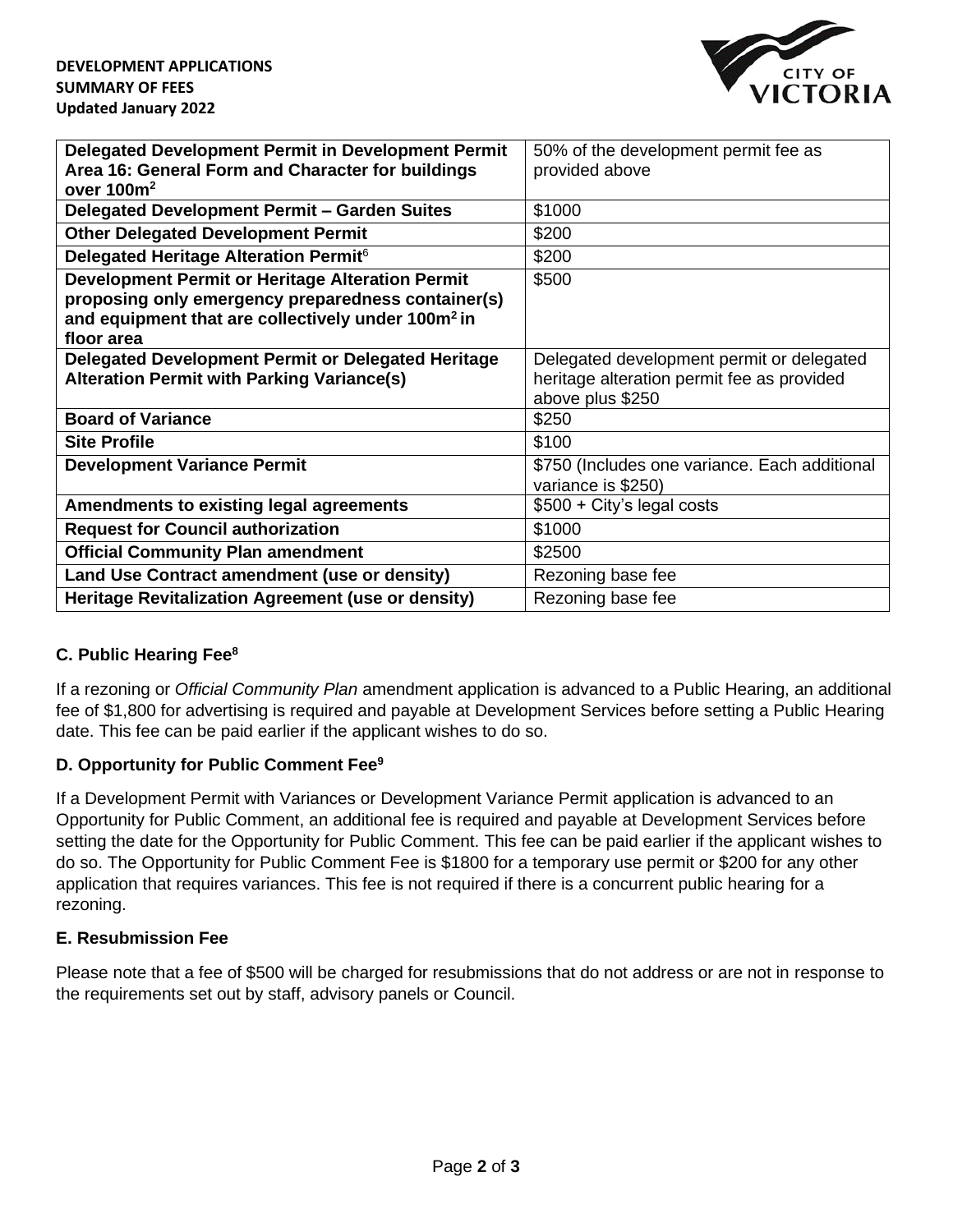| | |
|---|---|
| **Delegated Development Permit in Development Permit Area 16: General Form and Character for buildings over 100m[2]** | 50% of the development permit fee as provided above |
| **Delegated Development Permit – Garden Suites** | \$1000 |
| **Other Delegated Development Permit** | \$200 |
| **Delegated Heritage Alteration Permit[6]** | \$200 |
| **Development Permit or Heritage Alteration Permit proposing only emergency preparedness container(s) and equipment that are collectively under 100m$^2$ in floor area** | \$500 |
| **Delegated Development Permit or Delegated Heritage Alteration Permit with Parking Variance(s)** | Delegated development permit or delegated heritage alteration permit fee as provided above plus \$250 |
| **Board of Variance** | \$250 |
| **Site Profile** | \$100 |
| **Development Variance Permit** | \$750 (Includes one variance. Each additional variance is \$250) |
| **Amendments to existing legal agreements** | \$500 + City's legal costs |
| **Request for Council authorization** | \$1000 |
| **Official Community Plan amendment** | \$2500 |
| **Land Use Contract amendment (use or density)** | Rezoning base fee |
| **Heritage Revitalization Agreement (use or density)** | Rezoning base fee |

### C. Public Hearing Fee[8]

If a rezoning or *Official Community Plan* amendment application is advanced to a Public Hearing, an additional fee of \$1,800 for advertising is required and payable at Development Services before setting a Public Hearing date. This fee can be paid earlier if the applicant wishes to do so.

### D. Opportunity for Public Comment Fee[9]

If a Development Permit with Variances or Development Variance Permit application is advanced to an Opportunity for Public Comment, an additional fee is required and payable at Development Services before setting the date for the Opportunity for Public Comment. This fee can be paid earlier if the applicant wishes to do so. The Opportunity for Public Comment Fee is \$1800 for a temporary use permit or \$200 for any other application that requires variances. This fee is not required if there is a concurrent public hearing for a rezoning.

### E. Resubmission Fee

Please note that a fee of \$500 will be charged for resubmissions that do not address or are not in response to the requirements set out by staff, advisory panels or Council.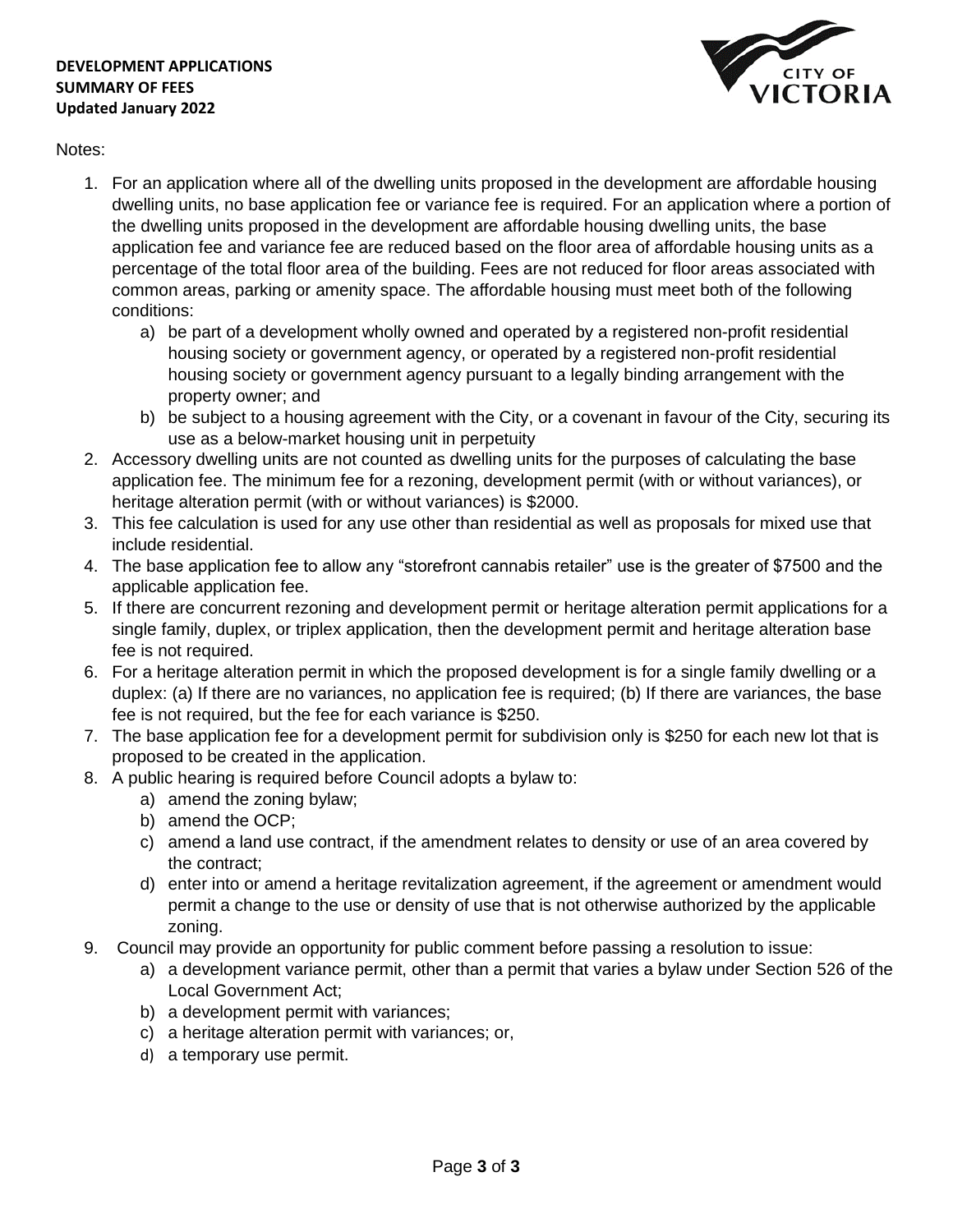**DEVELOPMENT APPLICATIONS**
**SUMMARY OF FEES**
**Updated January 2022**

Notes:

1. For an application where all of the dwelling units proposed in the development are affordable housing dwelling units, no base application fee or variance fee is required. For an application where a portion of the dwelling units proposed in the development are affordable housing dwelling units, the base application fee and variance fee are reduced based on the floor area of affordable housing units as a percentage of the total floor area of the building. Fees are not reduced for floor areas associated with common areas, parking or amenity space. The affordable housing must meet both of the following conditions:
    a) be part of a development wholly owned and operated by a registered non-profit residential housing society or government agency, or operated by a registered non-profit residential housing society or government agency pursuant to a legally binding arrangement with the property owner; and
    b) be subject to a housing agreement with the City, or a covenant in favour of the City, securing its use as a below-market housing unit in perpetuity
2. Accessory dwelling units are not counted as dwelling units for the purposes of calculating the base application fee. The minimum fee for a rezoning, development permit (with or without variances), or heritage alteration permit (with or without variances) is $2000.
3. This fee calculation is used for any use other than residential as well as proposals for mixed use that include residential.
4. The base application fee to allow any "storefront cannabis retailer" use is the greater of $7500 and the applicable application fee.
5. If there are concurrent rezoning and development permit or heritage alteration permit applications for a single family, duplex, or triplex application, then the development permit and heritage alteration base fee is not required.
6. For a heritage alteration permit in which the proposed development is for a single family dwelling or a duplex: (a) If there are no variances, no application fee is required; (b) If there are variances, the base fee is not required, but the fee for each variance is $250.
7. The base application fee for a development permit for subdivision only is $250 for each new lot that is proposed to be created in the application.
8. A public hearing is required before Council adopts a bylaw to:
    a) amend the zoning bylaw;
    b) amend the OCP;
    c) amend a land use contract, if the amendment relates to density or use of an area covered by the contract;
    d) enter into or amend a heritage revitalization agreement, if the agreement or amendment would permit a change to the use or density of use that is not otherwise authorized by the applicable zoning.
9. Council may provide an opportunity for public comment before passing a resolution to issue:
    a) a development variance permit, other than a permit that varies a bylaw under Section 526 of the Local Government Act;
    b) a development permit with variances;
    c) a heritage alteration permit with variances; or,
    d) a temporary use permit.